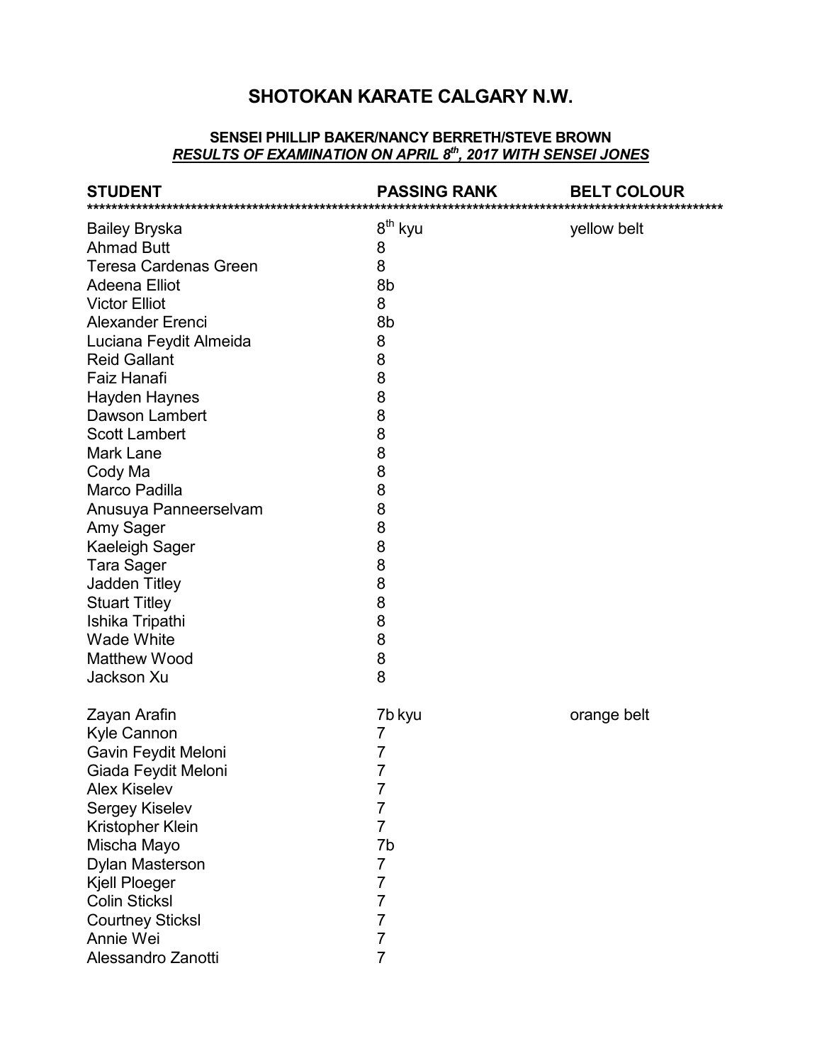# SHOTOKAN KARATE CALGARY N.W.

### SENSEI PHILLIP BAKER/NANCY BERRETH/STEVE BROWN
### *RESULTS OF EXAMINATION ON APRIL 8th, 2017 WITH SENSEI JONES*

| STUDENT | PASSING RANK | BELT COLOUR |
|---|---|---|
| Bailey Bryska | 8th kyu | yellow belt |
| Ahmad Butt | 8 | |
| Teresa Cardenas Green | 8 | |
| Adeena Elliot | 8b | |
| Victor Elliot | 8 | |
| Alexander Erenci | 8b | |
| Luciana Feydit Almeida | 8 | |
| Reid Gallant | 8 | |
| Faiz Hanafi | 8 | |
| Hayden Haynes | 8 | |
| Dawson Lambert | 8 | |
| Scott Lambert | 8 | |
| Mark Lane | 8 | |
| Cody Ma | 8 | |
| Marco Padilla | 8 | |
| Anusuya Panneerselvam | 8 | |
| Amy Sager | 8 | |
| Kaeleigh Sager | 8 | |
| Tara Sager | 8 | |
| Jadden Titley | 8 | |
| Stuart Titley | 8 | |
| Ishika Tripathi | 8 | |
| Wade White | 8 | |
| Matthew Wood | 8 | |
| Jackson Xu | 8 | |
| | | |
| Zayan Arafin | 7b kyu | orange belt |
| Kyle Cannon | 7 | |
| Gavin Feydit Meloni | 7 | |
| Giada Feydit Meloni | 7 | |
| Alex Kiselev | 7 | |
| Sergey Kiselev | 7 | |
| Kristopher Klein | 7 | |
| Mischa Mayo | 7b | |
| Dylan Masterson | 7 | |
| Kjell Ploeger | 7 | |
| Colin Sticksl | 7 | |
| Courtney Sticksl | 7 | |
| Annie Wei | 7 | |
| Alessandro Zanotti | 7 | |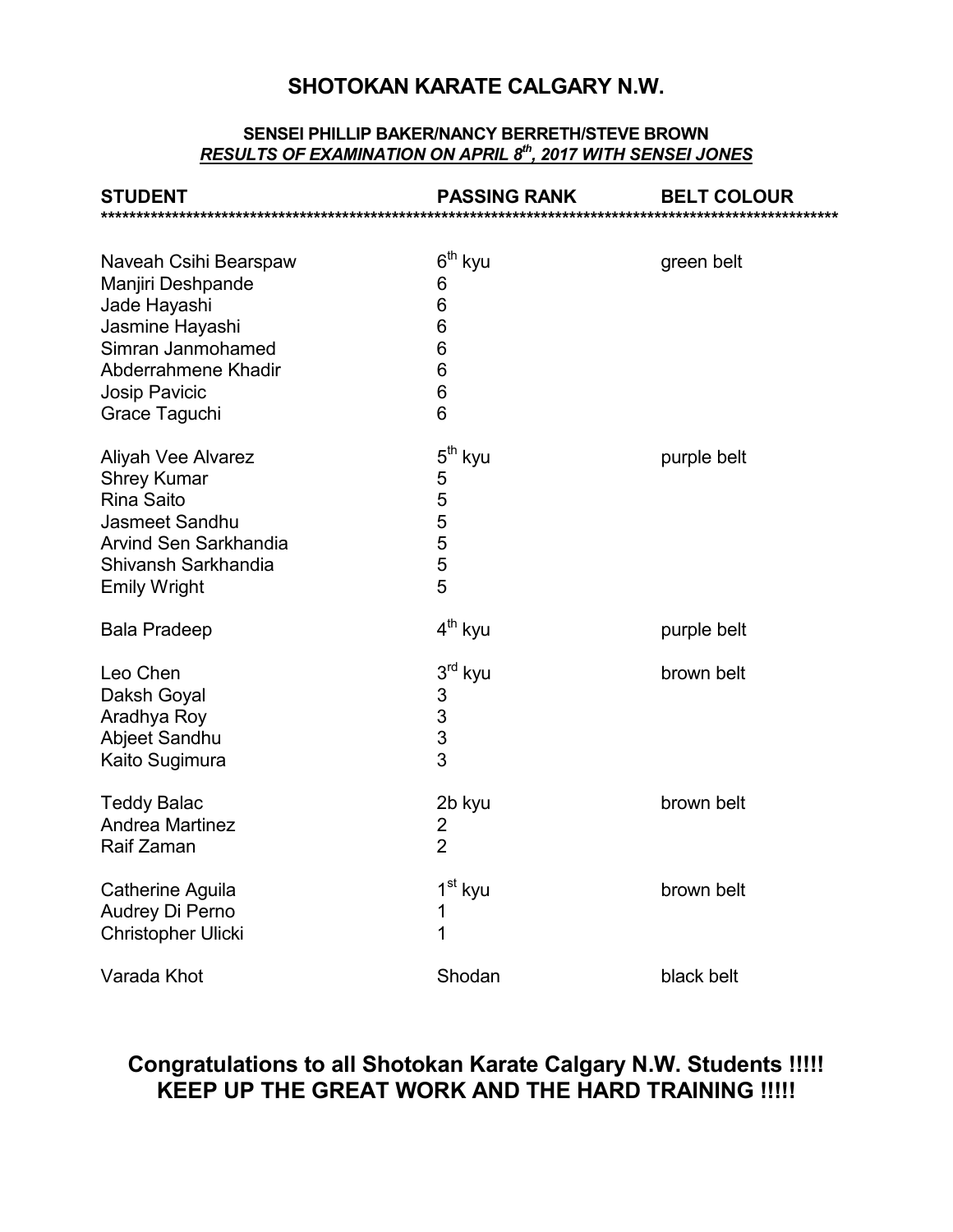# SHOTOKAN KARATE CALGARY N.W.

**SENSEI PHILLIP BAKER/NANCY BERRETH/STEVE BROWN**

***RESULTS OF EXAMINATION ON APRIL 8th, 2017 WITH SENSEI JONES***

| STUDENT | PASSING RANK | BELT COLOUR |
|---|---|---|
| Naveah Csihi Bearspaw | 6th kyu | green belt |
| Manjiri Deshpande | 6 | |
| Jade Hayashi | 6 | |
| Jasmine Hayashi | 6 | |
| Simran Janmohamed | 6 | |
| Abderrahmene Khadir | 6 | |
| Josip Pavicic | 6 | |
| Grace Taguchi | 6 | |
| Aliyah Vee Alvarez | 5th kyu | purple belt |
| Shrey Kumar | 5 | |
| Rina Saito | 5 | |
| Jasmeet Sandhu | 5 | |
| Arvind Sen Sarkhandia | 5 | |
| Shivansh Sarkhandia | 5 | |
| Emily Wright | 5 | |
| Bala Pradeep | 4th kyu | purple belt |
| Leo Chen | 3rd kyu | brown belt |
| Daksh Goyal | 3 | |
| Aradhya Roy | 3 | |
| Abjeet Sandhu | 3 | |
| Kaito Sugimura | 3 | |
| Teddy Balac | 2b kyu | brown belt |
| Andrea Martinez | 2 | |
| Raif Zaman | 2 | |
| Catherine Aguila | 1st kyu | brown belt |
| Audrey Di Perno | 1 | |
| Christopher Ulicki | 1 | |
| Varada Khot | Shodan | black belt |

**Congratulations to all Shotokan Karate Calgary N.W. Students !!!!!**
**KEEP UP THE GREAT WORK AND THE HARD TRAINING !!!!!**